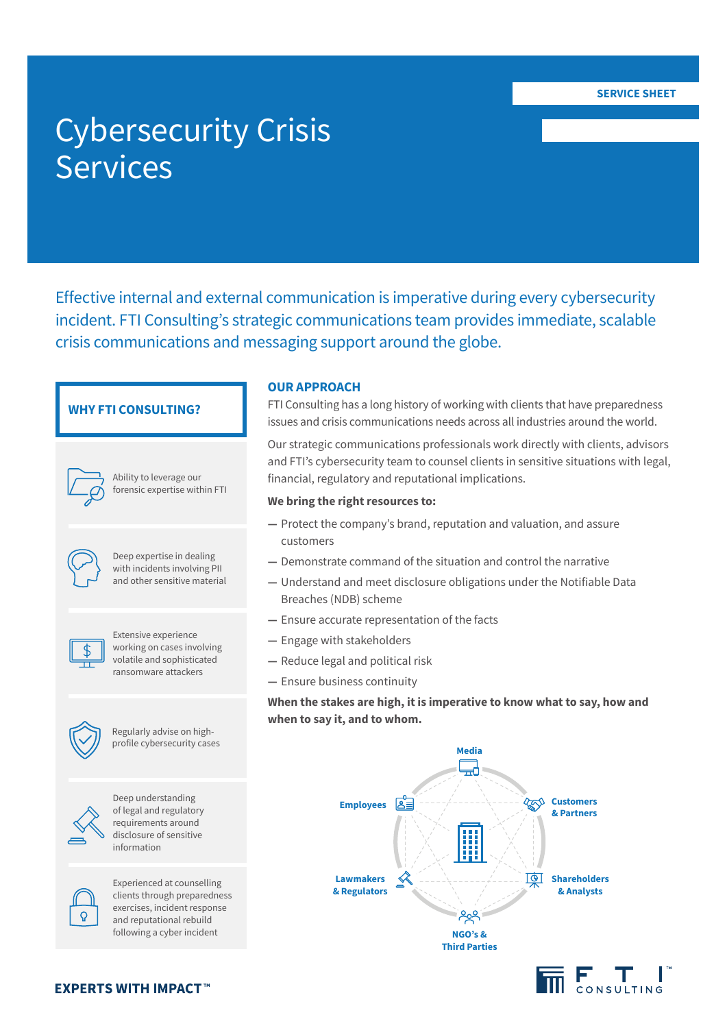SERVICE SHEET

# Cybersecurity Crisis Services

Effective internal and external communication is imperative during every cybersecurity incident. FTI Consulting's strategic communications team provides immediate, scalable crisis communications and messaging support around the globe.

## WHY FTI CONSULTING?

- Ability to leverage our forensic expertise within FTI
- Deep expertise in dealing with incidents involving PII and other sensitive material
- Extensive experience working on cases involving volatile and sophisticated ransomware attackers
- Regularly advise on high-profile cybersecurity cases
- Deep understanding of legal and regulatory requirements around disclosure of sensitive information
- Experienced at counselling clients through preparedness exercises, incident response and reputational rebuild following a cyber incident

## OUR APPROACH

FTI Consulting has a long history of working with clients that have preparedness issues and crisis communications needs across all industries around the world.

Our strategic communications professionals work directly with clients, advisors and FTI's cybersecurity team to counsel clients in sensitive situations with legal, financial, regulatory and reputational implications.

**We bring the right resources to:**

- Protect the company's brand, reputation and valuation, and assure customers
- Demonstrate command of the situation and control the narrative
- Understand and meet disclosure obligations under the Notifiable Data Breaches (NDB) scheme
- Ensure accurate representation of the facts
- Engage with stakeholders
- Reduce legal and political risk
- Ensure business continuity

**When the stakes are high, it is imperative to know what to say, how and when to say it, and to whom.**

Media

Employees

Customers & Partners

Lawmakers & Regulators

Shareholders & Analysts

NGO's & Third Parties

EXPERTS WITH IMPACT™

FTI CONSULTING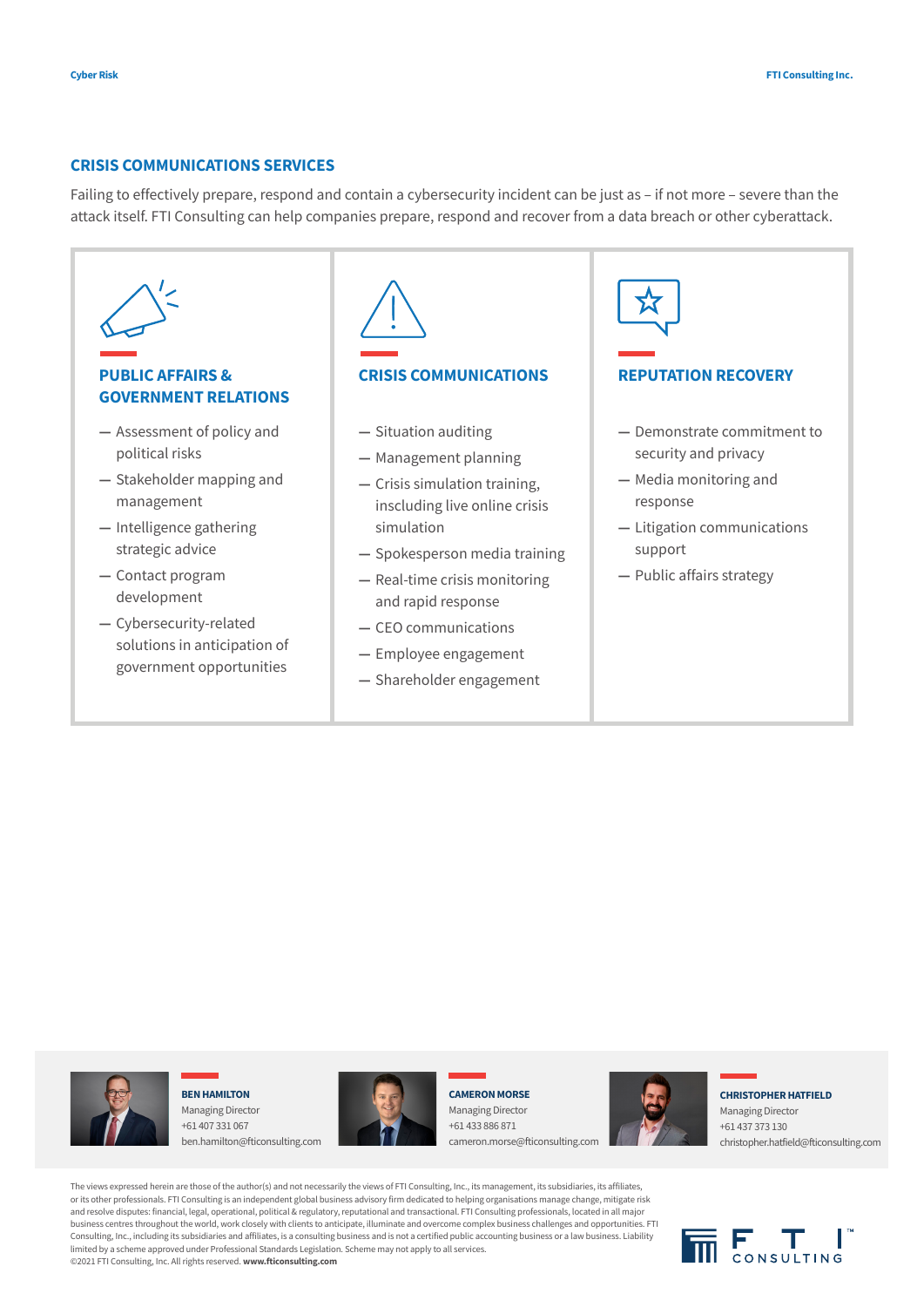## CRISIS COMMUNICATIONS SERVICES

Failing to effectively prepare, respond and contain a cybersecurity incident can be just as – if not more – severe than the attack itself. FTI Consulting can help companies prepare, respond and recover from a data breach or other cyberattack.

### PUBLIC AFFAIRS & GOVERNMENT RELATIONS

- Assessment of policy and political risks
- Stakeholder mapping and management
- Intelligence gathering strategic advice
- Contact program development
- Cybersecurity-related solutions in anticipation of government opportunities

### CRISIS COMMUNICATIONS

- Situation auditing
- Management planning
- Crisis simulation training, inscluding live online crisis simulation
- Spokesperson media training
- Real-time crisis monitoring and rapid response
- CEO communications
- Employee engagement
- Shareholder engagement

### REPUTATION RECOVERY

- Demonstrate commitment to security and privacy
- Media monitoring and response
- Litigation communications support
- Public affairs strategy

**BEN HAMILTON**
Managing Director
+61 407 331 067
ben.hamilton@fticonsulting.com

**CAMERON MORSE**
Managing Director
+61 433 886 871
cameron.morse@fticonsulting.com

**CHRISTOPHER HATFIELD**
Managing Director
+61 437 373 130
christopher.hatfield@fticonsulting.com

The views expressed herein are those of the author(s) and not necessarily the views of FTI Consulting, Inc., its management, its subsidiaries, its affiliates, or its other professionals. FTI Consulting is an independent global business advisory firm dedicated to helping organisations manage change, mitigate risk and resolve disputes: financial, legal, operational, political & regulatory, reputational and transactional. FTI Consulting professionals, located in all major business centres throughout the world, work closely with clients to anticipate, illuminate and overcome complex business challenges and opportunities. FTI Consulting, Inc., including its subsidiaries and affiliates, is a consulting business and is not a certified public accounting business or a law business. Liability limited by a scheme approved under Professional Standards Legislation. Scheme may not apply to all services.
©2021 FTI Consulting, Inc. All rights reserved. **www.fticonsulting.com**